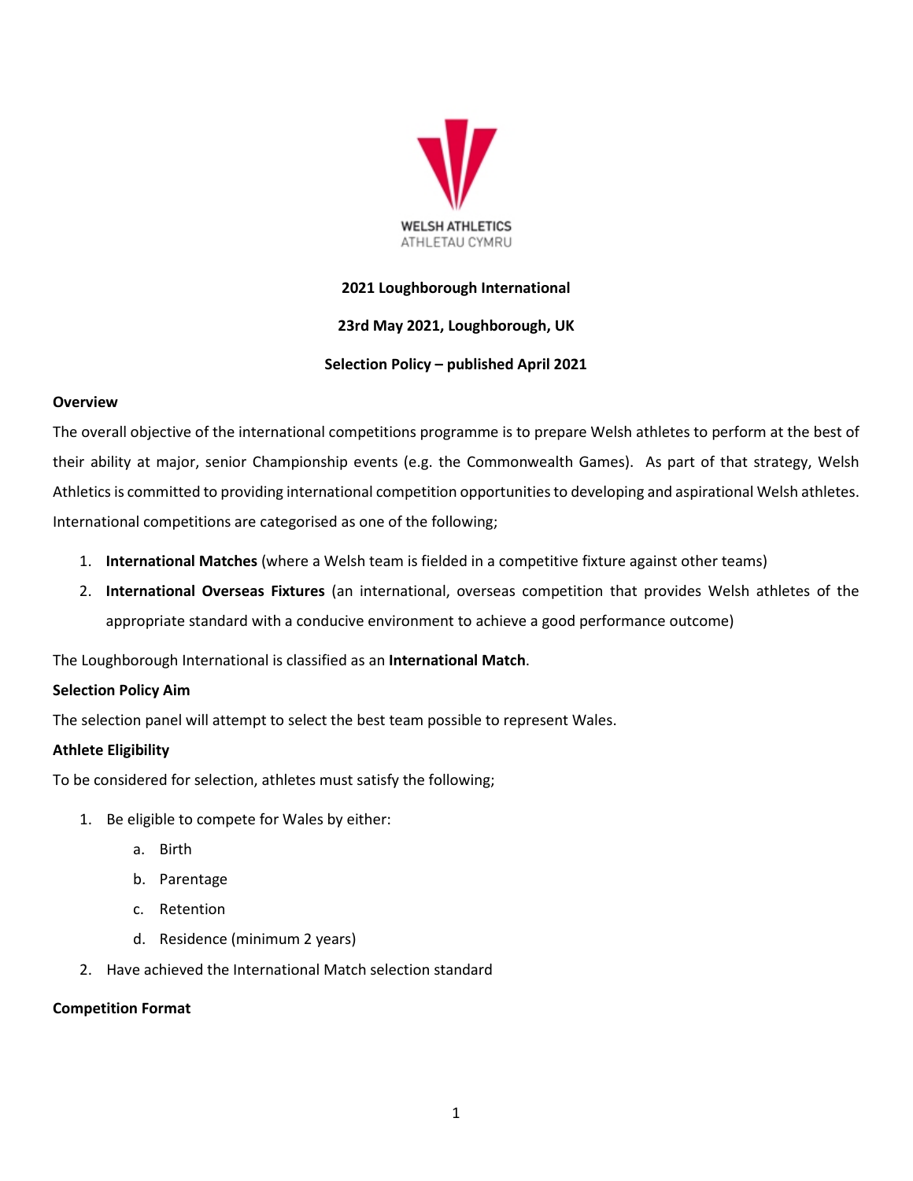WELSH ATHLETICS
ATHLETAU CYMRU

**2021 Loughborough International**

**23rd May 2021, Loughborough, UK**

**Selection Policy – published April 2021**

**Overview**

The overall objective of the international competitions programme is to prepare Welsh athletes to perform at the best of their ability at major, senior Championship events (e.g. the Commonwealth Games). As part of that strategy, Welsh Athletics is committed to providing international competition opportunities to developing and aspirational Welsh athletes. International competitions are categorised as one of the following;

1. **International Matches** (where a Welsh team is fielded in a competitive fixture against other teams)
2. **International Overseas Fixtures** (an international, overseas competition that provides Welsh athletes of the appropriate standard with a conducive environment to achieve a good performance outcome)

The Loughborough International is classified as an **International Match**.

**Selection Policy Aim**

The selection panel will attempt to select the best team possible to represent Wales.

**Athlete Eligibility**

To be considered for selection, athletes must satisfy the following;

1. Be eligible to compete for Wales by either:
    a. Birth
    b. Parentage
    c. Retention
    d. Residence (minimum 2 years)
2. Have achieved the International Match selection standard

**Competition Format**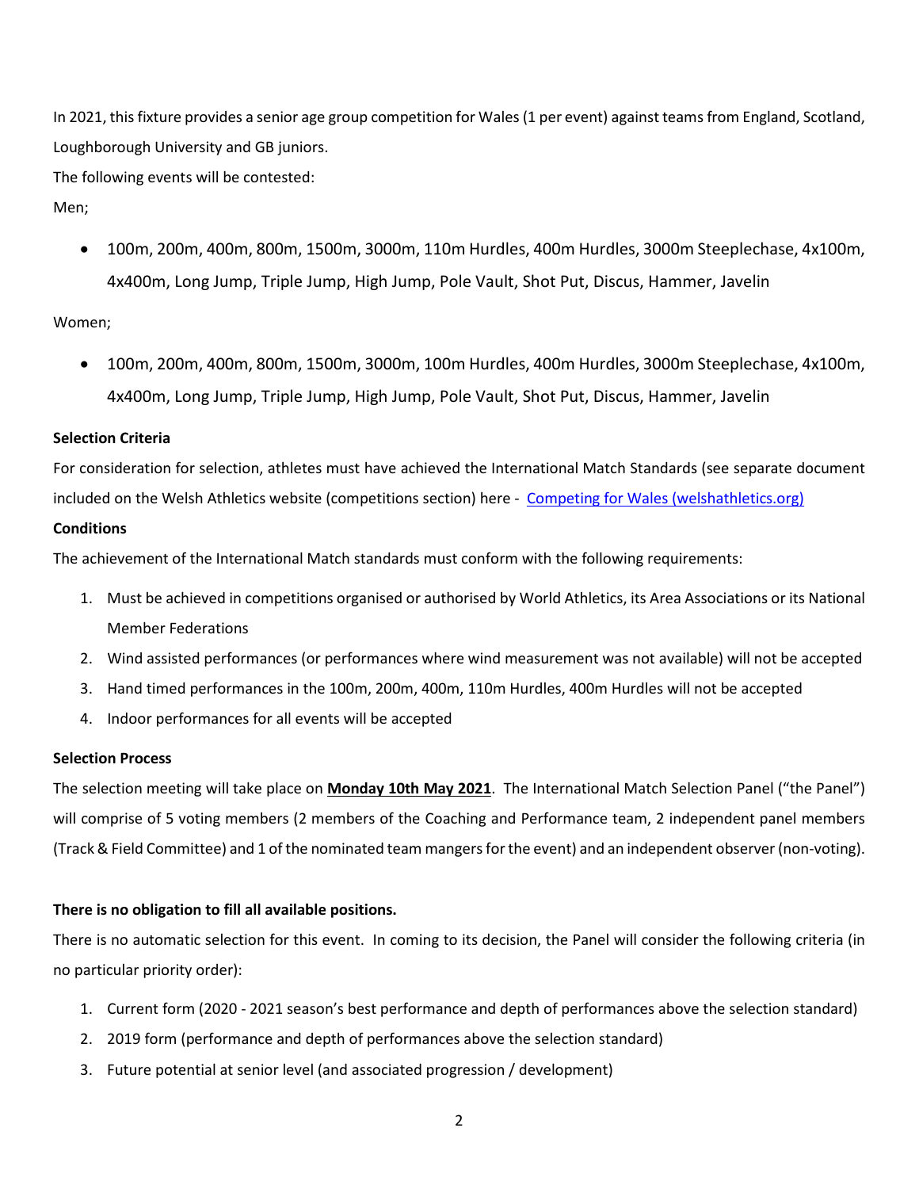In 2021, this fixture provides a senior age group competition for Wales (1 per event) against teams from England, Scotland, Loughborough University and GB juniors.

The following events will be contested:

Men;

- 100m, 200m, 400m, 800m, 1500m, 3000m, 110m Hurdles, 400m Hurdles, 3000m Steeplechase, 4x100m, 4x400m, Long Jump, Triple Jump, High Jump, Pole Vault, Shot Put, Discus, Hammer, Javelin

Women;

- 100m, 200m, 400m, 800m, 1500m, 3000m, 100m Hurdles, 400m Hurdles, 3000m Steeplechase, 4x100m, 4x400m, Long Jump, Triple Jump, High Jump, Pole Vault, Shot Put, Discus, Hammer, Javelin

**Selection Criteria**

For consideration for selection, athletes must have achieved the International Match Standards (see separate document included on the Welsh Athletics website (competitions section) here - [Competing for Wales (welshathletics.org)](welshathletics.org)

**Conditions**

The achievement of the International Match standards must conform with the following requirements:

1. Must be achieved in competitions organised or authorised by World Athletics, its Area Associations or its National Member Federations
2. Wind assisted performances (or performances where wind measurement was not available) will not be accepted
3. Hand timed performances in the 100m, 200m, 400m, 110m Hurdles, 400m Hurdles will not be accepted
4. Indoor performances for all events will be accepted

**Selection Process**

The selection meeting will take place on **Monday 10th May 2021**. The International Match Selection Panel ("the Panel") will comprise of 5 voting members (2 members of the Coaching and Performance team, 2 independent panel members (Track & Field Committee) and 1 of the nominated team mangers for the event) and an independent observer (non-voting).

**There is no obligation to fill all available positions.**

There is no automatic selection for this event. In coming to its decision, the Panel will consider the following criteria (in no particular priority order):

1. Current form (2020 - 2021 season's best performance and depth of performances above the selection standard)
2. 2019 form (performance and depth of performances above the selection standard)
3. Future potential at senior level (and associated progression / development)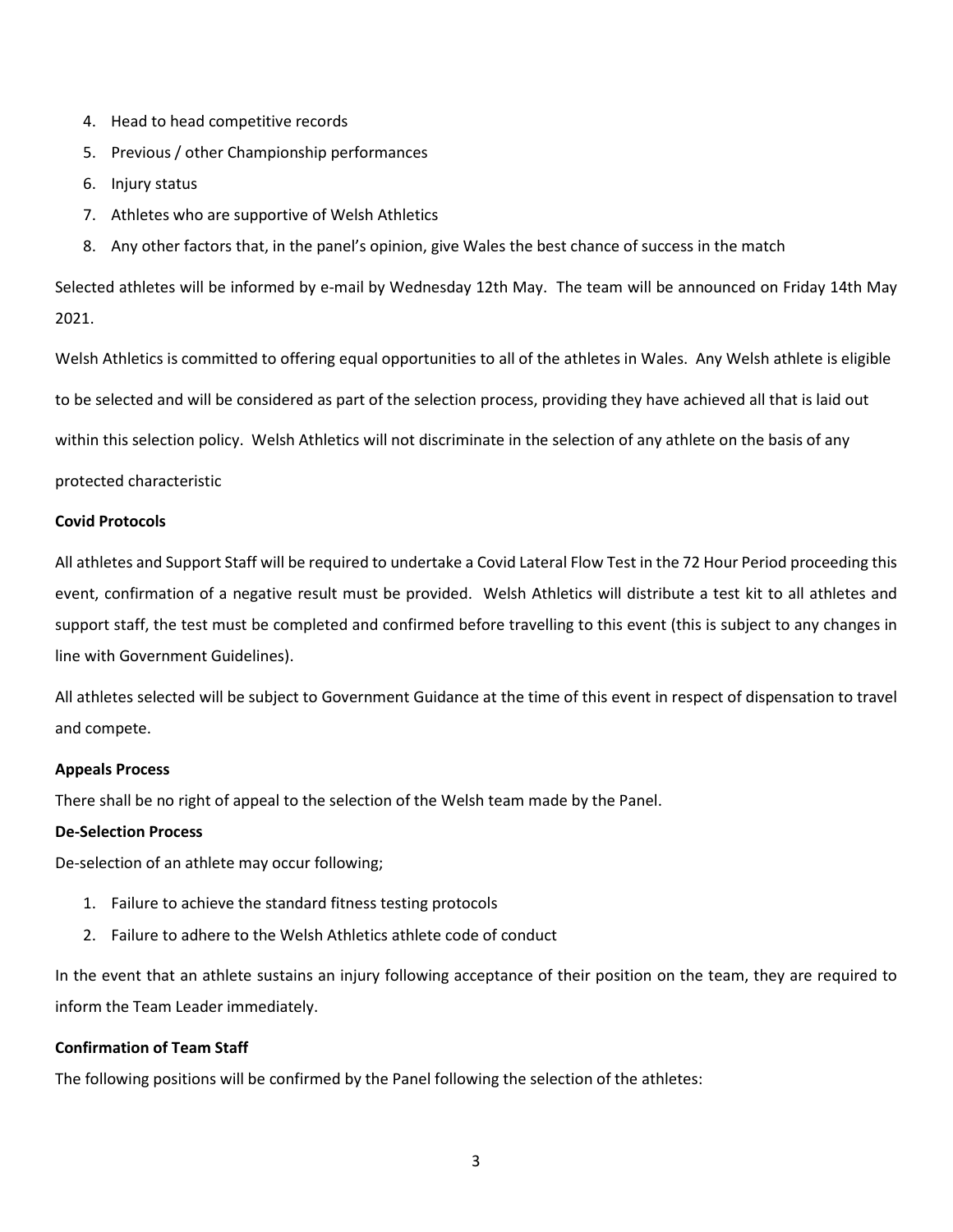4. Head to head competitive records
5. Previous / other Championship performances
6. Injury status
7. Athletes who are supportive of Welsh Athletics
8. Any other factors that, in the panel's opinion, give Wales the best chance of success in the match

Selected athletes will be informed by e-mail by Wednesday 12th May. The team will be announced on Friday 14th May 2021.

Welsh Athletics is committed to offering equal opportunities to all of the athletes in Wales. Any Welsh athlete is eligible to be selected and will be considered as part of the selection process, providing they have achieved all that is laid out within this selection policy. Welsh Athletics will not discriminate in the selection of any athlete on the basis of any protected characteristic

**Covid Protocols**

All athletes and Support Staff will be required to undertake a Covid Lateral Flow Test in the 72 Hour Period proceeding this event, confirmation of a negative result must be provided. Welsh Athletics will distribute a test kit to all athletes and support staff, the test must be completed and confirmed before travelling to this event (this is subject to any changes in line with Government Guidelines).

All athletes selected will be subject to Government Guidance at the time of this event in respect of dispensation to travel and compete.

**Appeals Process**

There shall be no right of appeal to the selection of the Welsh team made by the Panel.

**De-Selection Process**

De-selection of an athlete may occur following;

1. Failure to achieve the standard fitness testing protocols
2. Failure to adhere to the Welsh Athletics athlete code of conduct

In the event that an athlete sustains an injury following acceptance of their position on the team, they are required to inform the Team Leader immediately.

**Confirmation of Team Staff**

The following positions will be confirmed by the Panel following the selection of the athletes: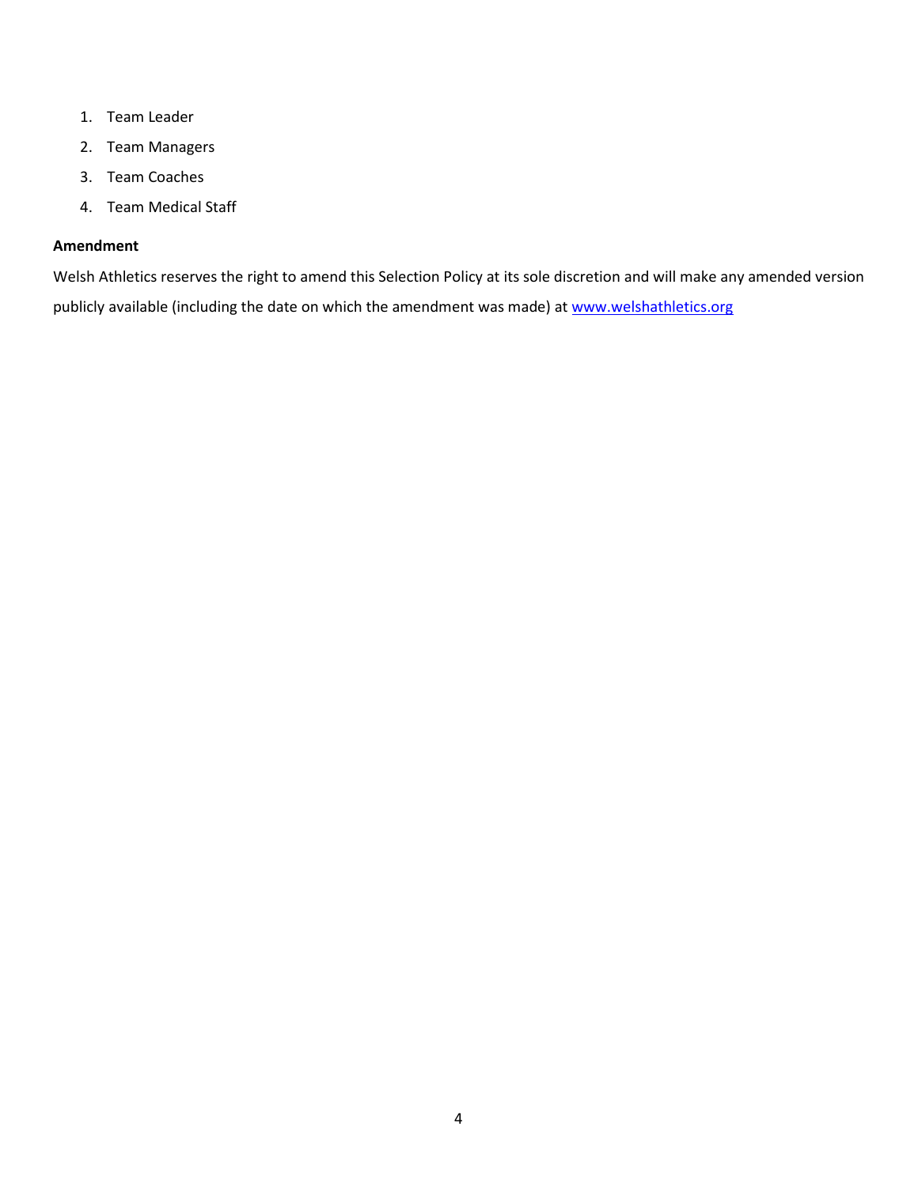1. Team Leader
2. Team Managers
3. Team Coaches
4. Team Medical Staff

**Amendment**

Welsh Athletics reserves the right to amend this Selection Policy at its sole discretion and will make any amended version publicly available (including the date on which the amendment was made) at [www.welshathletics.org](http://www.welshathletics.org)